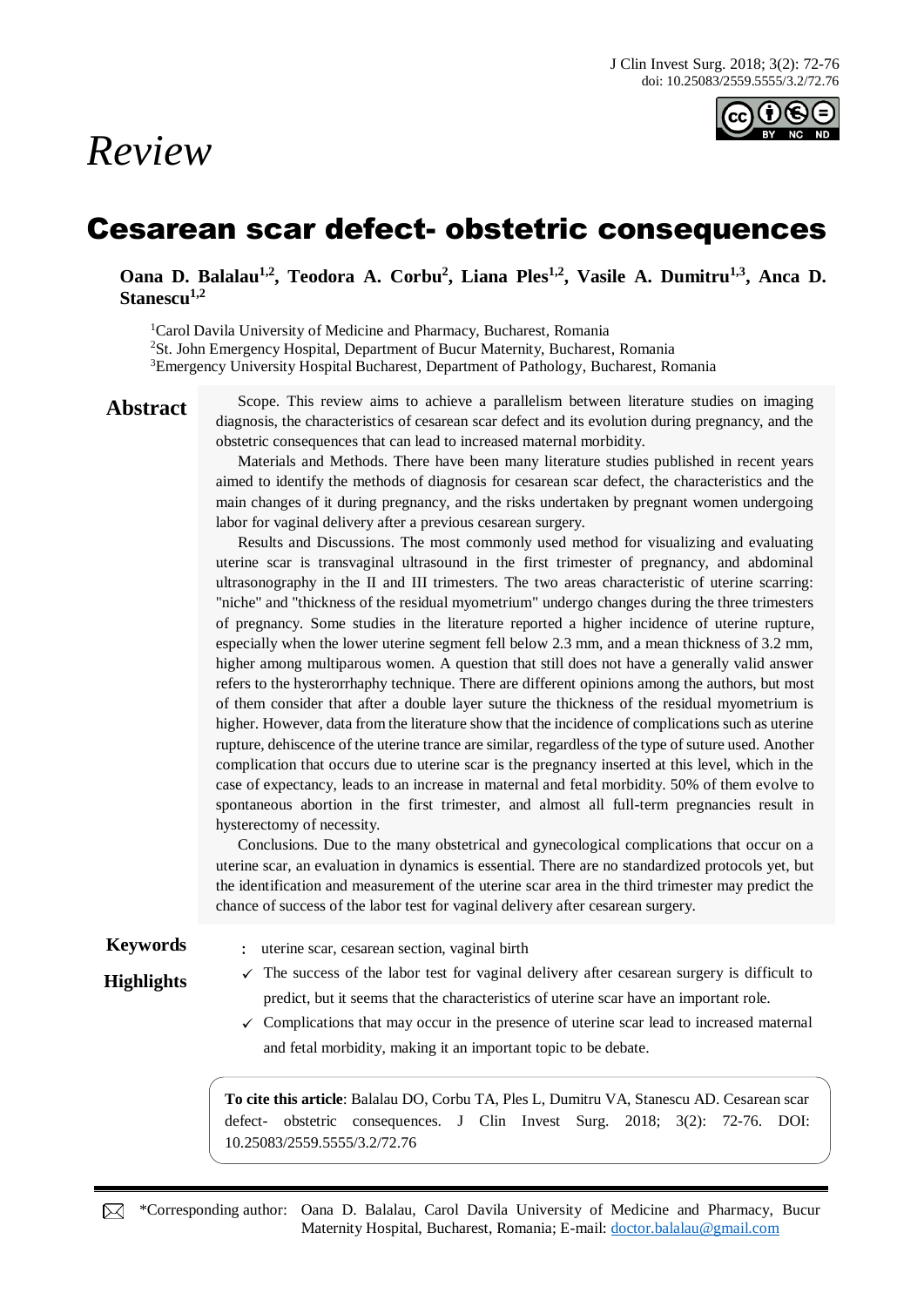*Review*

# Cesarean scar defect- obstetric consequences

**Oana D. Balalau[1,2], Teodora A. Corbu[2], Liana Ples[1,2], Vasile A. Dumitru[1,3], Anca D. Stanescu[1,2]**

[1]Carol Davila University of Medicine and Pharmacy, Bucharest, Romania
[2]St. John Emergency Hospital, Department of Bucur Maternity, Bucharest, Romania
[3]Emergency University Hospital Bucharest, Department of Pathology, Bucharest, Romania

## Abstract

Scope. This review aims to achieve a parallelism between literature studies on imaging diagnosis, the characteristics of cesarean scar defect and its evolution during pregnancy, and the obstetric consequences that can lead to increased maternal morbidity.

Materials and Methods. There have been many literature studies published in recent years aimed to identify the methods of diagnosis for cesarean scar defect, the characteristics and the main changes of it during pregnancy, and the risks undertaken by pregnant women undergoing labor for vaginal delivery after a previous cesarean surgery.

Results and Discussions. The most commonly used method for visualizing and evaluating uterine scar is transvaginal ultrasound in the first trimester of pregnancy, and abdominal ultrasonography in the II and III trimesters. The two areas characteristic of uterine scarring: "niche" and "thickness of the residual myometrium" undergo changes during the three trimesters of pregnancy. Some studies in the literature reported a higher incidence of uterine rupture, especially when the lower uterine segment fell below 2.3 mm, and a mean thickness of 3.2 mm, higher among multiparous women. A question that still does not have a generally valid answer refers to the hysterorrhaphy technique. There are different opinions among the authors, but most of them consider that after a double layer suture the thickness of the residual myometrium is higher. However, data from the literature show that the incidence of complications such as uterine rupture, dehiscence of the uterine trance are similar, regardless of the type of suture used. Another complication that occurs due to uterine scar is the pregnancy inserted at this level, which in the case of expectancy, leads to an increase in maternal and fetal morbidity. 50% of them evolve to spontaneous abortion in the first trimester, and almost all full-term pregnancies result in hysterectomy of necessity.

Conclusions. Due to the many obstetrical and gynecological complications that occur on a uterine scar, an evaluation in dynamics is essential. There are no standardized protocols yet, but the identification and measurement of the uterine scar area in the third trimester may predict the chance of success of the labor test for vaginal delivery after cesarean surgery.

**Keywords**: uterine scar, cesarean section, vaginal birth

**Highlights**

- ✓ The success of the labor test for vaginal delivery after cesarean surgery is difficult to predict, but it seems that the characteristics of uterine scar have an important role.
- ✓ Complications that may occur in the presence of uterine scar lead to increased maternal and fetal morbidity, making it an important topic to be debate.

**To cite this article**: Balalau DO, Corbu TA, Ples L, Dumitru VA, Stanescu AD. Cesarean scar defect- obstetric consequences. J Clin Invest Surg. 2018; 3(2): 72-76. DOI: 10.25083/2559.5555/3.2/72.76

*Corresponding author: Oana D. Balalau, Carol Davila University of Medicine and Pharmacy, Bucur Maternity Hospital, Bucharest, Romania; E-mail: doctor.balalau@gmail.com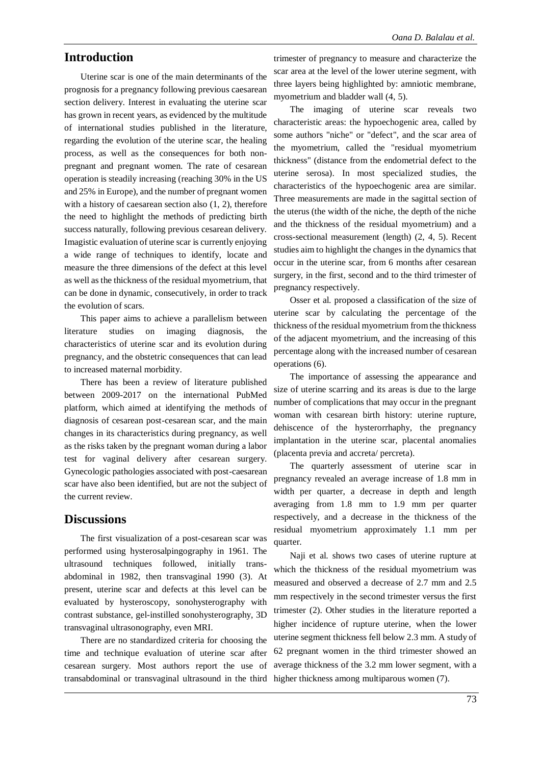## Introduction

Uterine scar is one of the main determinants of the prognosis for a pregnancy following previous caesarean section delivery. Interest in evaluating the uterine scar has grown in recent years, as evidenced by the multitude of international studies published in the literature, regarding the evolution of the uterine scar, the healing process, as well as the consequences for both non-pregnant and pregnant women. The rate of cesarean operation is steadily increasing (reaching 30% in the US and 25% in Europe), and the number of pregnant women with a history of caesarean section also (1, 2), therefore the need to highlight the methods of predicting birth success naturally, following previous cesarean delivery. Imagistic evaluation of uterine scar is currently enjoying a wide range of techniques to identify, locate and measure the three dimensions of the defect at this level as well as the thickness of the residual myometrium, that can be done in dynamic, consecutively, in order to track the evolution of scars.

This paper aims to achieve a parallelism between literature studies on imaging diagnosis, the characteristics of uterine scar and its evolution during pregnancy, and the obstetric consequences that can lead to increased maternal morbidity.

There has been a review of literature published between 2009-2017 on the international PubMed platform, which aimed at identifying the methods of diagnosis of cesarean post-cesarean scar, and the main changes in its characteristics during pregnancy, as well as the risks taken by the pregnant woman during a labor test for vaginal delivery after cesarean surgery. Gynecologic pathologies associated with post-caesarean scar have also been identified, but are not the subject of the current review.

## Discussions

The first visualization of a post-cesarean scar was performed using hysterosalpingography in 1961. The ultrasound techniques followed, initially trans-abdominal in 1982, then transvaginal 1990 (3). At present, uterine scar and defects at this level can be evaluated by hysteroscopy, sonohysterography with contrast substance, gel-instilled sonohysterography, 3D transvaginal ultrasonography, even MRI.

There are no standardized criteria for choosing the time and technique evaluation of uterine scar after cesarean surgery. Most authors report the use of transabdominal or transvaginal ultrasound in the third trimester of pregnancy to measure and characterize the scar area at the level of the lower uterine segment, with three layers being highlighted by: amniotic membrane, myometrium and bladder wall (4, 5).

The imaging of uterine scar reveals two characteristic areas: the hypoechogenic area, called by some authors "niche" or "defect", and the scar area of the myometrium, called the "residual myometrium thickness" (distance from the endometrial defect to the uterine serosa). In most specialized studies, the characteristics of the hypoechogenic area are similar. Three measurements are made in the sagittal section of the uterus (the width of the niche, the depth of the niche and the thickness of the residual myometrium) and a cross-sectional measurement (length) (2, 4, 5). Recent studies aim to highlight the changes in the dynamics that occur in the uterine scar, from 6 months after cesarean surgery, in the first, second and to the third trimester of pregnancy respectively.

Osser et al. proposed a classification of the size of uterine scar by calculating the percentage of the thickness of the residual myometrium from the thickness of the adjacent myometrium, and the increasing of this percentage along with the increased number of cesarean operations (6).

The importance of assessing the appearance and size of uterine scarring and its areas is due to the large number of complications that may occur in the pregnant woman with cesarean birth history: uterine rupture, dehiscence of the hysterorrhaphy, the pregnancy implantation in the uterine scar, placental anomalies (placenta previa and accreta/ percreta).

The quarterly assessment of uterine scar in pregnancy revealed an average increase of 1.8 mm in width per quarter, a decrease in depth and length averaging from 1.8 mm to 1.9 mm per quarter respectively, and a decrease in the thickness of the residual myometrium approximately 1.1 mm per quarter.

Naji et al. shows two cases of uterine rupture at which the thickness of the residual myometrium was measured and observed a decrease of 2.7 mm and 2.5 mm respectively in the second trimester versus the first trimester (2). Other studies in the literature reported a higher incidence of rupture uterine, when the lower uterine segment thickness fell below 2.3 mm. A study of 62 pregnant women in the third trimester showed an average thickness of the 3.2 mm lower segment, with a higher thickness among multiparous women (7).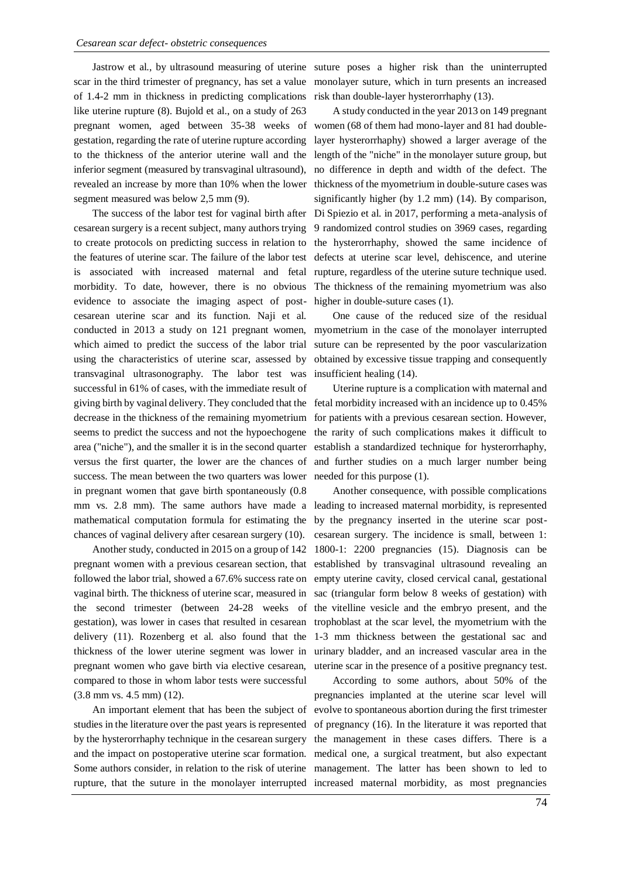Jastrow et al., by ultrasound measuring of uterine scar in the third trimester of pregnancy, has set a value of 1.4-2 mm in thickness in predicting complications like uterine rupture (8). Bujold et al., on a study of 263 pregnant women, aged between 35-38 weeks of gestation, regarding the rate of uterine rupture according to the thickness of the anterior uterine wall and the inferior segment (measured by transvaginal ultrasound), revealed an increase by more than 10% when the lower segment measured was below 2,5 mm (9).

The success of the labor test for vaginal birth after cesarean surgery is a recent subject, many authors trying to create protocols on predicting success in relation to the features of uterine scar. The failure of the labor test is associated with increased maternal and fetal morbidity. To date, however, there is no obvious evidence to associate the imaging aspect of post-cesarean uterine scar and its function. Naji et al. conducted in 2013 a study on 121 pregnant women, which aimed to predict the success of the labor trial using the characteristics of uterine scar, assessed by transvaginal ultrasonography. The labor test was successful in 61% of cases, with the immediate result of giving birth by vaginal delivery. They concluded that the decrease in the thickness of the remaining myometrium seems to predict the success and not the hypoechogene area ("niche"), and the smaller it is in the second quarter versus the first quarter, the lower are the chances of success. The mean between the two quarters was lower in pregnant women that gave birth spontaneously (0.8 mm vs. 2.8 mm). The same authors have made a mathematical computation formula for estimating the chances of vaginal delivery after cesarean surgery (10).

Another study, conducted in 2015 on a group of 142 pregnant women with a previous cesarean section, that followed the labor trial, showed a 67.6% success rate on vaginal birth. The thickness of uterine scar, measured in the second trimester (between 24-28 weeks of gestation), was lower in cases that resulted in cesarean delivery (11). Rozenberg et al. also found that the thickness of the lower uterine segment was lower in pregnant women who gave birth via elective cesarean, compared to those in whom labor tests were successful (3.8 mm vs. 4.5 mm) (12).

An important element that has been the subject of studies in the literature over the past years is represented by the hysterorrhaphy technique in the cesarean surgery and the impact on postoperative uterine scar formation. Some authors consider, in relation to the risk of uterine rupture, that the suture in the monolayer interrupted suture poses a higher risk than the uninterrupted monolayer suture, which in turn presents an increased risk than double-layer hysterorrhaphy (13).

A study conducted in the year 2013 on 149 pregnant women (68 of them had mono-layer and 81 had double-layer hysterorrhaphy) showed a larger average of the length of the "niche" in the monolayer suture group, but no difference in depth and width of the defect. The thickness of the myometrium in double-suture cases was significantly higher (by 1.2 mm) (14). By comparison, Di Spiezio et al. in 2017, performing a meta-analysis of 9 randomized control studies on 3969 cases, regarding the hysterorrhaphy, showed the same incidence of defects at uterine scar level, dehiscence, and uterine rupture, regardless of the uterine suture technique used. The thickness of the remaining myometrium was also higher in double-suture cases (1).

One cause of the reduced size of the residual myometrium in the case of the monolayer interrupted suture can be represented by the poor vascularization obtained by excessive tissue trapping and consequently insufficient healing (14).

Uterine rupture is a complication with maternal and fetal morbidity increased with an incidence up to 0.45% for patients with a previous cesarean section. However, the rarity of such complications makes it difficult to establish a standardized technique for hysterorrhaphy, and further studies on a much larger number being needed for this purpose (1).

Another consequence, with possible complications leading to increased maternal morbidity, is represented by the pregnancy inserted in the uterine scar post-cesarean surgery. The incidence is small, between 1: 1800-1: 2200 pregnancies (15). Diagnosis can be established by transvaginal ultrasound revealing an empty uterine cavity, closed cervical canal, gestational sac (triangular form below 8 weeks of gestation) with the vitelline vesicle and the embryo present, and the trophoblast at the scar level, the myometrium with the 1-3 mm thickness between the gestational sac and urinary bladder, and an increased vascular area in the uterine scar in the presence of a positive pregnancy test.

According to some authors, about 50% of the pregnancies implanted at the uterine scar level will evolve to spontaneous abortion during the first trimester of pregnancy (16). In the literature it was reported that the management in these cases differs. There is a medical one, a surgical treatment, but also expectant management. The latter has been shown to led to increased maternal morbidity, as most pregnancies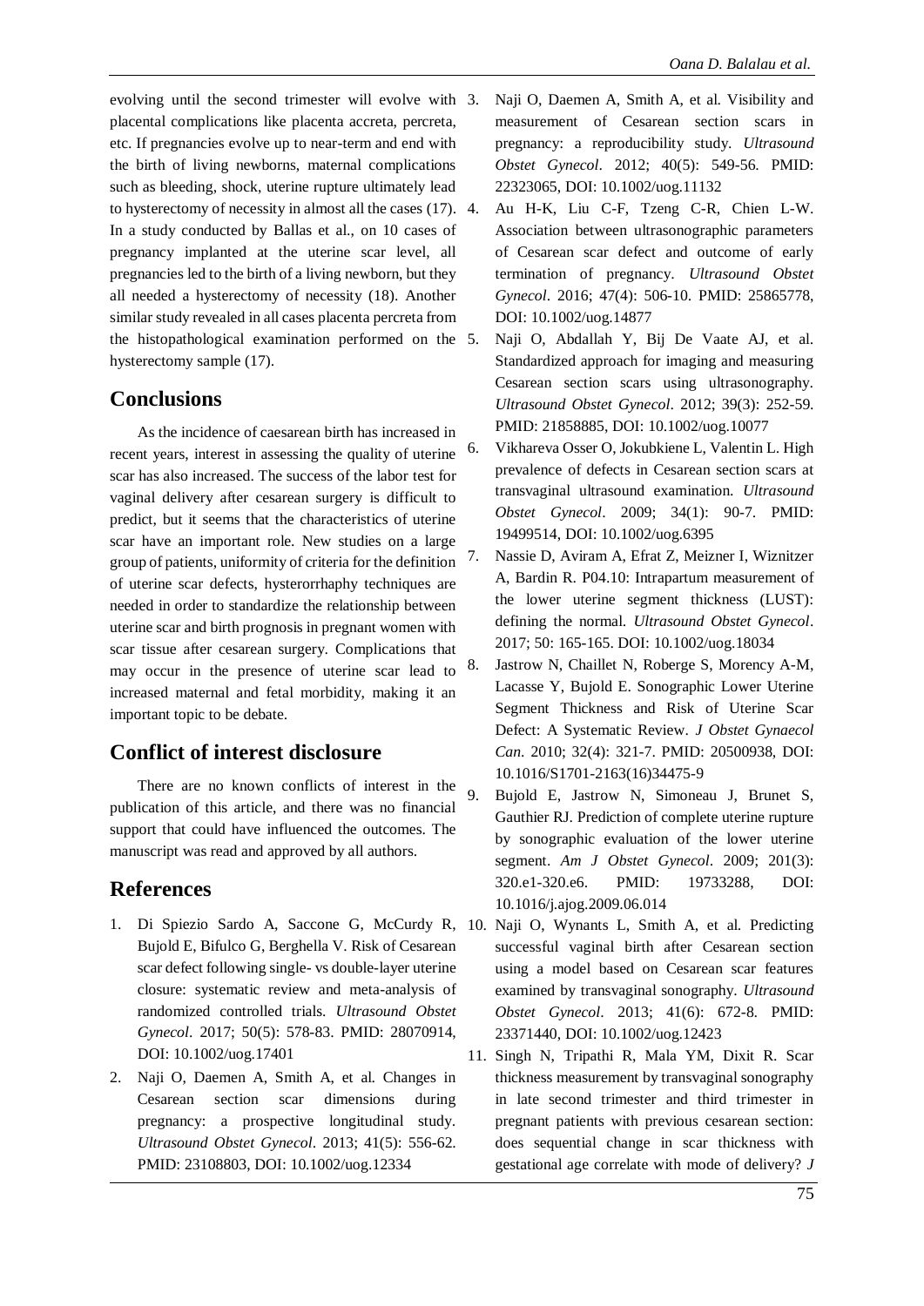evolving until the second trimester will evolve with placental complications like placenta accreta, percreta, etc. If pregnancies evolve up to near-term and end with the birth of living newborns, maternal complications such as bleeding, shock, uterine rupture ultimately lead to hysterectomy of necessity in almost all the cases (17). In a study conducted by Ballas et al., on 10 cases of pregnancy implanted at the uterine scar level, all pregnancies led to the birth of a living newborn, but they all needed a hysterectomy of necessity (18). Another similar study revealed in all cases placenta percreta from the histopathological examination performed on the hysterectomy sample (17).

## Conclusions

As the incidence of caesarean birth has increased in recent years, interest in assessing the quality of uterine scar has also increased. The success of the labor test for vaginal delivery after cesarean surgery is difficult to predict, but it seems that the characteristics of uterine scar have an important role. New studies on a large group of patients, uniformity of criteria for the definition of uterine scar defects, hysterorrhaphy techniques are needed in order to standardize the relationship between uterine scar and birth prognosis in pregnant women with scar tissue after cesarean surgery. Complications that may occur in the presence of uterine scar lead to increased maternal and fetal morbidity, making it an important topic to be debate.

## Conflict of interest disclosure

There are no known conflicts of interest in the publication of this article, and there was no financial support that could have influenced the outcomes. The manuscript was read and approved by all authors.

## References

1. Di Spiezio Sardo A, Saccone G, McCurdy R, Bujold E, Bifulco G, Berghella V. Risk of Cesarean scar defect following single- vs double-layer uterine closure: systematic review and meta-analysis of randomized controlled trials. *Ultrasound Obstet Gynecol*. 2017; 50(5): 578-83. PMID: 28070914, DOI: 10.1002/uog.17401
2. Naji O, Daemen A, Smith A, et al. Changes in Cesarean section scar dimensions during pregnancy: a prospective longitudinal study. *Ultrasound Obstet Gynecol*. 2013; 41(5): 556-62. PMID: 23108803, DOI: 10.1002/uog.12334
3. Naji O, Daemen A, Smith A, et al. Visibility and measurement of Cesarean section scars in pregnancy: a reproducibility study. *Ultrasound Obstet Gynecol*. 2012; 40(5): 549-56. PMID: 22323065, DOI: 10.1002/uog.11132
4. Au H-K, Liu C-F, Tzeng C-R, Chien L-W. Association between ultrasonographic parameters of Cesarean scar defect and outcome of early termination of pregnancy. *Ultrasound Obstet Gynecol*. 2016; 47(4): 506-10. PMID: 25865778, DOI: 10.1002/uog.14877
5. Naji O, Abdallah Y, Bij De Vaate AJ, et al. Standardized approach for imaging and measuring Cesarean section scars using ultrasonography. *Ultrasound Obstet Gynecol*. 2012; 39(3): 252-59. PMID: 21858885, DOI: 10.1002/uog.10077
6. Vikhareva Osser O, Jokubkiene L, Valentin L. High prevalence of defects in Cesarean section scars at transvaginal ultrasound examination. *Ultrasound Obstet Gynecol*. 2009; 34(1): 90-7. PMID: 19499514, DOI: 10.1002/uog.6395
7. Nassie D, Aviram A, Efrat Z, Meizner I, Wiznitzer A, Bardin R. P04.10: Intrapartum measurement of the lower uterine segment thickness (LUST): defining the normal. *Ultrasound Obstet Gynecol*. 2017; 50: 165-165. DOI: 10.1002/uog.18034
8. Jastrow N, Chaillet N, Roberge S, Morency A-M, Lacasse Y, Bujold E. Sonographic Lower Uterine Segment Thickness and Risk of Uterine Scar Defect: A Systematic Review. *J Obstet Gynaecol Can*. 2010; 32(4): 321-7. PMID: 20500938, DOI: 10.1016/S1701-2163(16)34475-9
9. Bujold E, Jastrow N, Simoneau J, Brunet S, Gauthier RJ. Prediction of complete uterine rupture by sonographic evaluation of the lower uterine segment. *Am J Obstet Gynecol*. 2009; 201(3): 320.e1-320.e6. PMID: 19733288, DOI: 10.1016/j.ajog.2009.06.014
10. Naji O, Wynants L, Smith A, et al. Predicting successful vaginal birth after Cesarean section using a model based on Cesarean scar features examined by transvaginal sonography. *Ultrasound Obstet Gynecol*. 2013; 41(6): 672-8. PMID: 23371440, DOI: 10.1002/uog.12423
11. Singh N, Tripathi R, Mala YM, Dixit R. Scar thickness measurement by transvaginal sonography in late second trimester and third trimester in pregnant patients with previous cesarean section: does sequential change in scar thickness with gestational age correlate with mode of delivery? *J*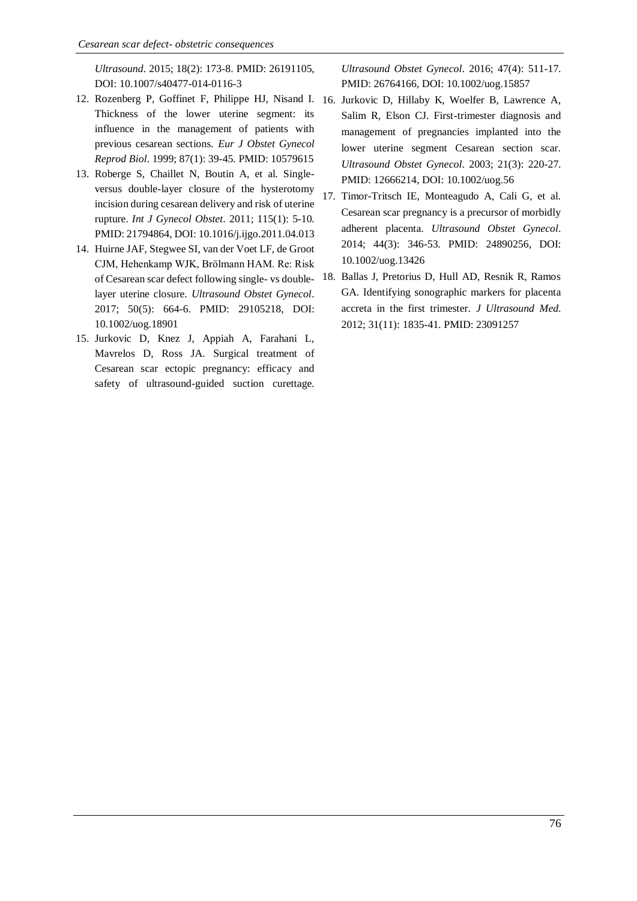*Ultrasound*. 2015; 18(2): 173-8. PMID: 26191105, DOI: 10.1007/s40477-014-0116-3

12. Rozenberg P, Goffinet F, Philippe HJ, Nisand I. Thickness of the lower uterine segment: its influence in the management of patients with previous cesarean sections. *Eur J Obstet Gynecol Reprod Biol*. 1999; 87(1): 39-45. PMID: 10579615
13. Roberge S, Chaillet N, Boutin A, et al. Single- versus double-layer closure of the hysterotomy incision during cesarean delivery and risk of uterine rupture. *Int J Gynecol Obstet*. 2011; 115(1): 5-10. PMID: 21794864, DOI: 10.1016/j.ijgo.2011.04.013
14. Huirne JAF, Stegwee SI, van der Voet LF, de Groot CJM, Hehenkamp WJK, Brölmann HAM. Re: Risk of Cesarean scar defect following single- vs double-layer uterine closure. *Ultrasound Obstet Gynecol*. 2017; 50(5): 664-6. PMID: 29105218, DOI: 10.1002/uog.18901
15. Jurkovic D, Knez J, Appiah A, Farahani L, Mavrelos D, Ross JA. Surgical treatment of Cesarean scar ectopic pregnancy: efficacy and safety of ultrasound-guided suction curettage. *Ultrasound Obstet Gynecol*. 2016; 47(4): 511-17. PMID: 26764166, DOI: 10.1002/uog.15857
16. Jurkovic D, Hillaby K, Woelfer B, Lawrence A, Salim R, Elson CJ. First-trimester diagnosis and management of pregnancies implanted into the lower uterine segment Cesarean section scar. *Ultrasound Obstet Gynecol*. 2003; 21(3): 220-27. PMID: 12666214, DOI: 10.1002/uog.56
17. Timor-Tritsch IE, Monteagudo A, Cali G, et al. Cesarean scar pregnancy is a precursor of morbidly adherent placenta. *Ultrasound Obstet Gynecol*. 2014; 44(3): 346-53. PMID: 24890256, DOI: 10.1002/uog.13426
18. Ballas J, Pretorius D, Hull AD, Resnik R, Ramos GA. Identifying sonographic markers for placenta accreta in the first trimester. *J Ultrasound Med*. 2012; 31(11): 1835-41. PMID: 23091257